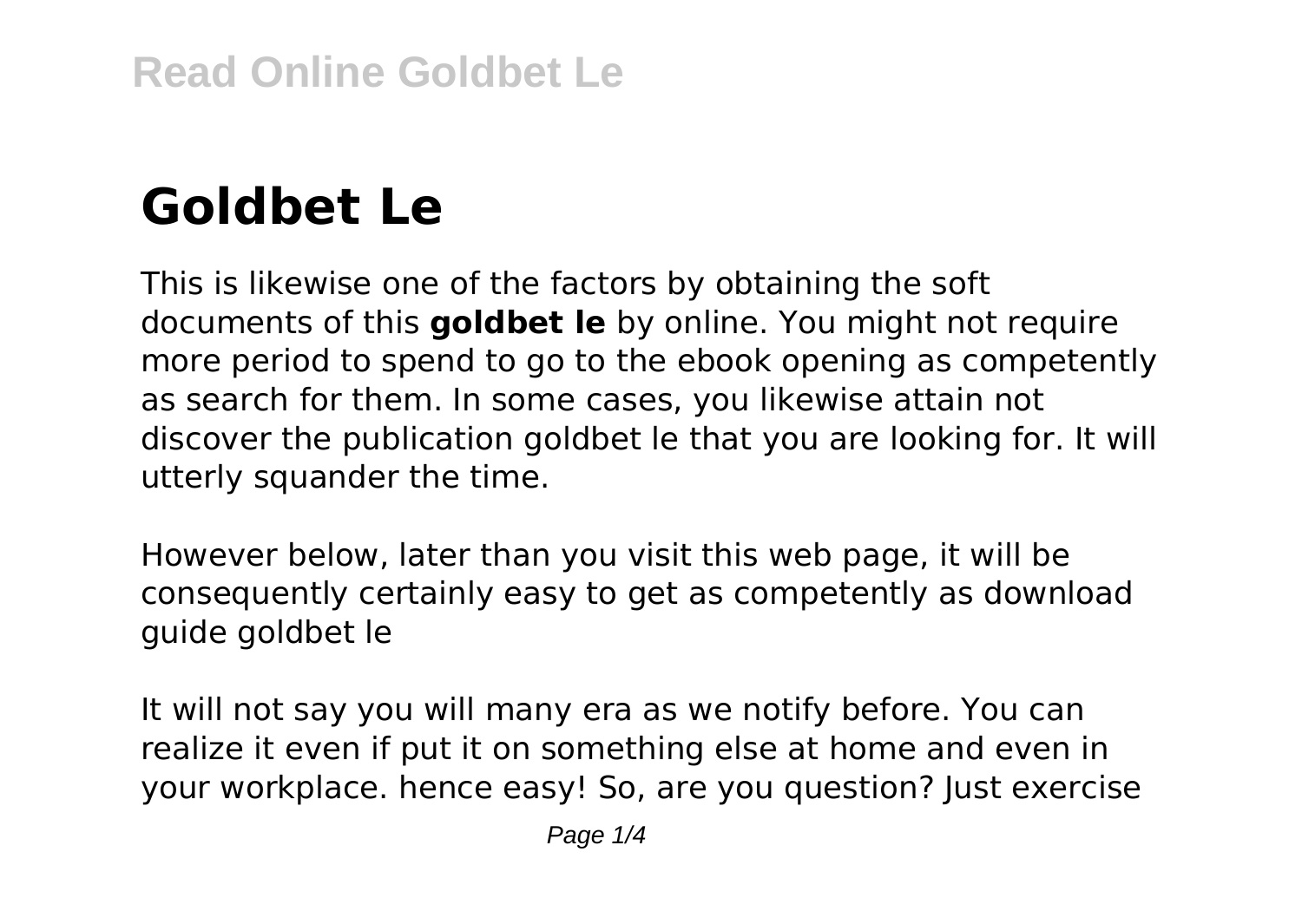# Goldbet Le

This is likewise one of the factors by obtaining the soft documents of this **goldbet le** by online. You might not require more period to spend to go to the ebook opening as competently as search for them. In some cases, you likewise attain not discover the publication goldbet le that you are looking for. It will utterly squander the time.

However below, later than you visit this web page, it will be consequently certainly easy to get as competently as download guide goldbet le

It will not say you will many era as we notify before. You can realize it even if put it on something else at home and even in your workplace. hence easy! So, are you question? Just exercise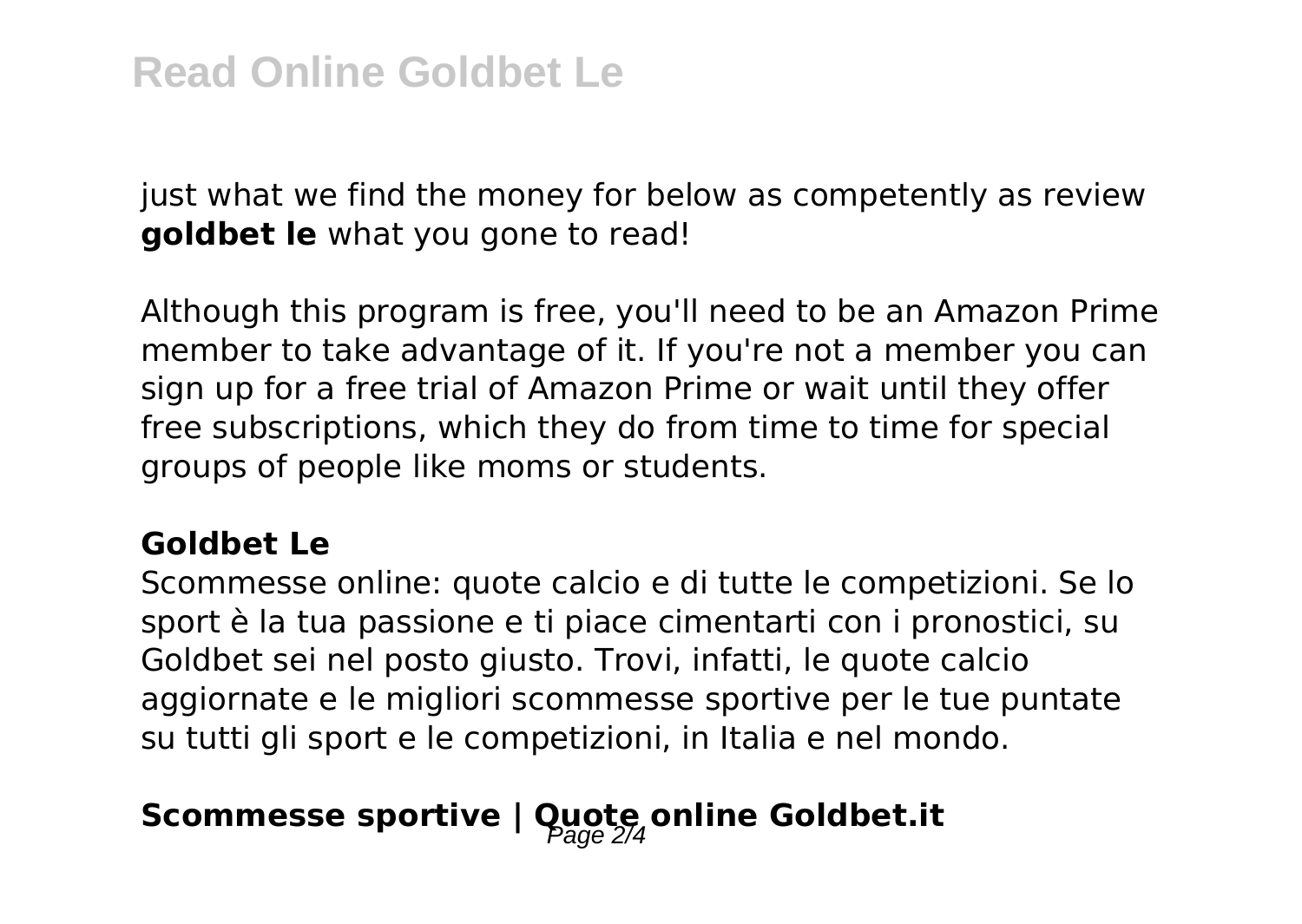just what we find the money for below as competently as review **goldbet le** what you gone to read!

Although this program is free, you'll need to be an Amazon Prime member to take advantage of it. If you're not a member you can sign up for a free trial of Amazon Prime or wait until they offer free subscriptions, which they do from time to time for special groups of people like moms or students.

### Goldbet Le

Scommesse online: quote calcio e di tutte le competizioni. Se lo sport è la tua passione e ti piace cimentarti con i pronostici, su Goldbet sei nel posto giusto. Trovi, infatti, le quote calcio aggiornate e le migliori scommesse sportive per le tue puntate su tutti gli sport e le competizioni, in Italia e nel mondo.

## Scommesse sportive | Quote online Goldbet.it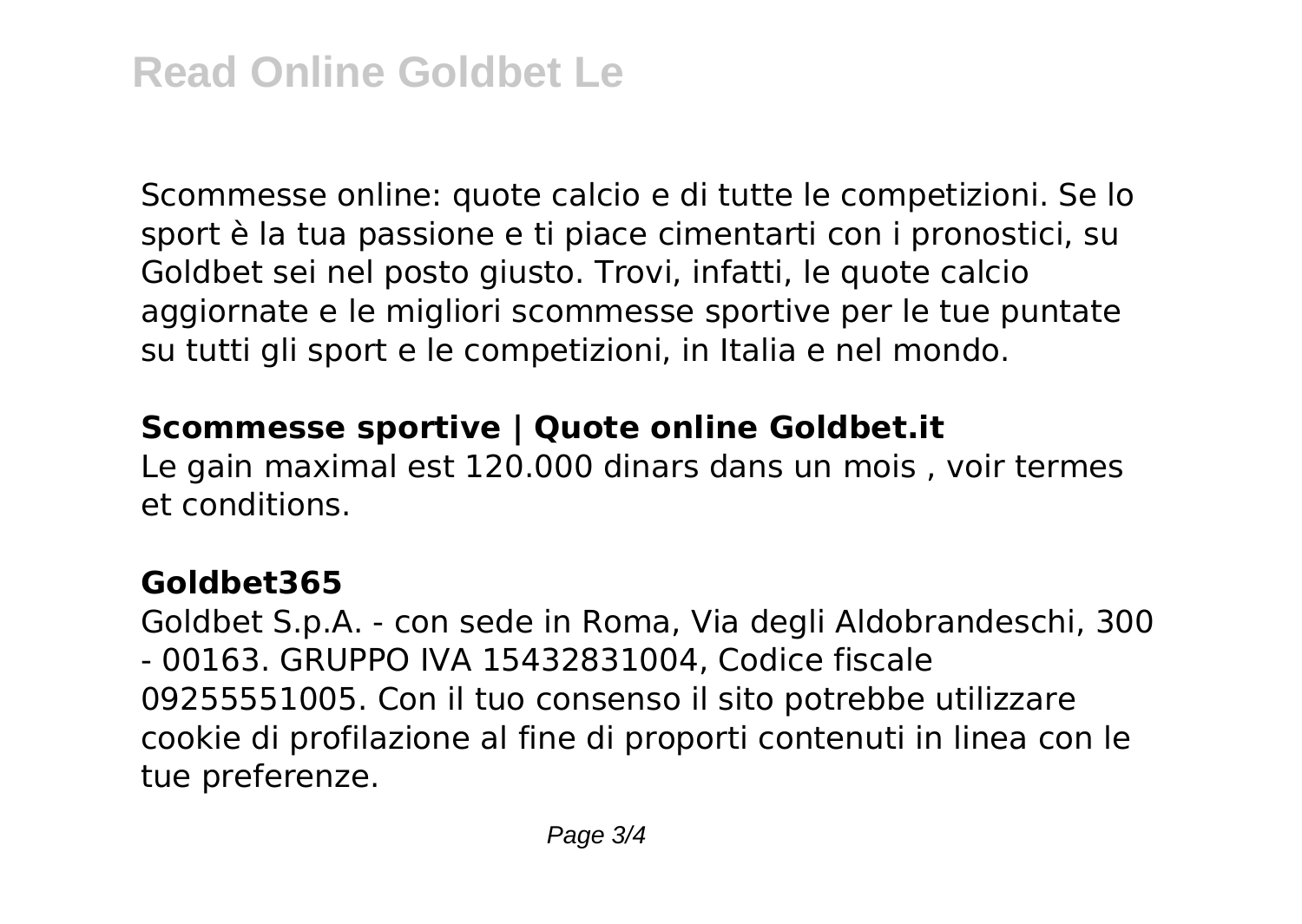Scommesse online: quote calcio e di tutte le competizioni. Se lo sport è la tua passione e ti piace cimentarti con i pronostici, su Goldbet sei nel posto giusto. Trovi, infatti, le quote calcio aggiornate e le migliori scommesse sportive per le tue puntate su tutti gli sport e le competizioni, in Italia e nel mondo.

**Scommesse sportive | Quote online Goldbet.it**

Le gain maximal est 120.000 dinars dans un mois , voir termes et conditions.

**Goldbet365**

Goldbet S.p.A. - con sede in Roma, Via degli Aldobrandeschi, 300 - 00163. GRUPPO IVA 15432831004, Codice fiscale 09255551005. Con il tuo consenso il sito potrebbe utilizzare cookie di profilazione al fine di proporti contenuti in linea con le tue preferenze.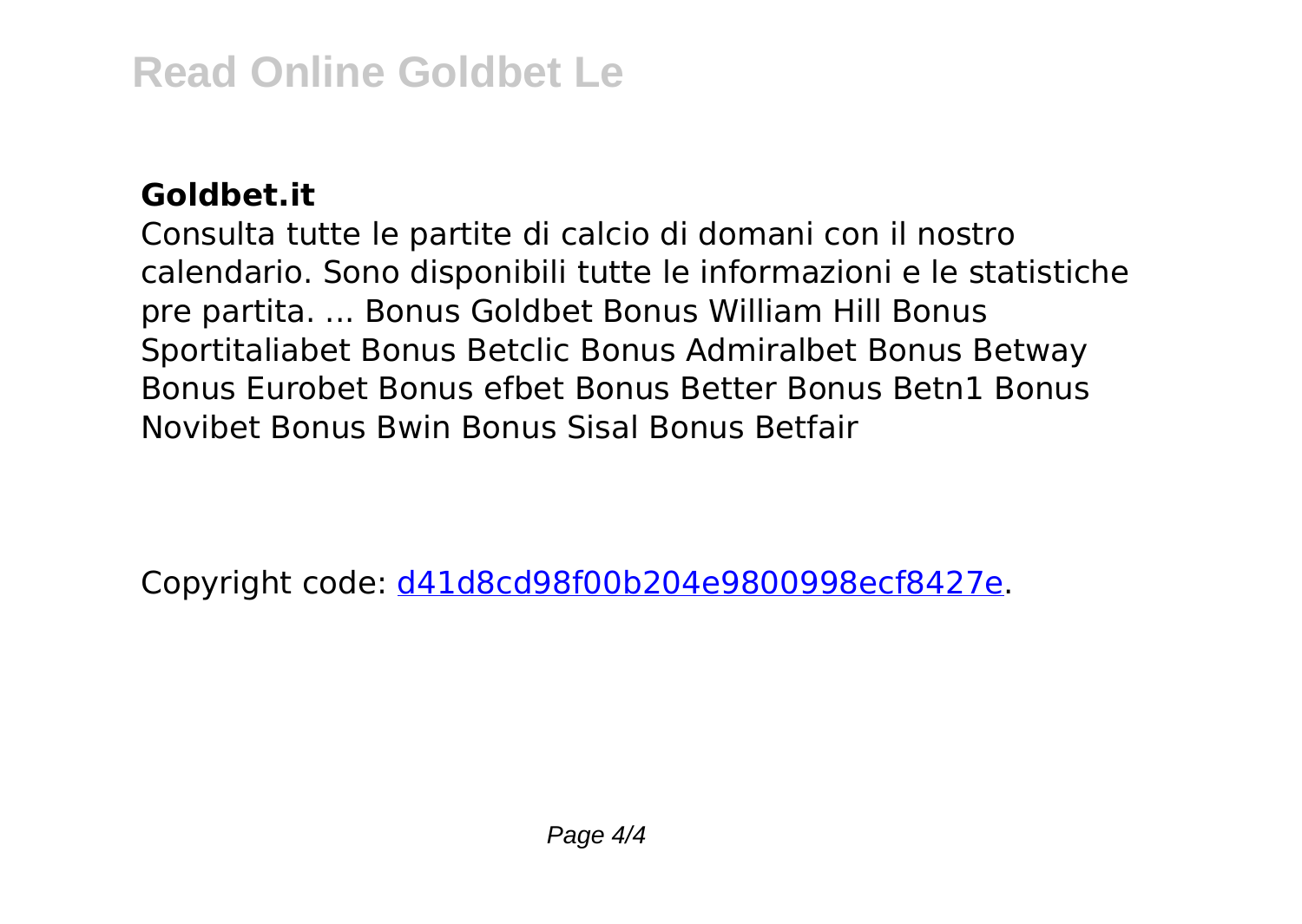### Goldbet.it

Consulta tutte le partite di calcio di domani con il nostro calendario. Sono disponibili tutte le informazioni e le statistiche pre partita. ... Bonus Goldbet Bonus William Hill Bonus Sportitaliabet Bonus Betclic Bonus Admiralbet Bonus Betway Bonus Eurobet Bonus efbet Bonus Better Bonus Betn1 Bonus Novibet Bonus Bwin Bonus Sisal Bonus Betfair

Copyright code: d41d8cd98f00b204e9800998ecf8427e.